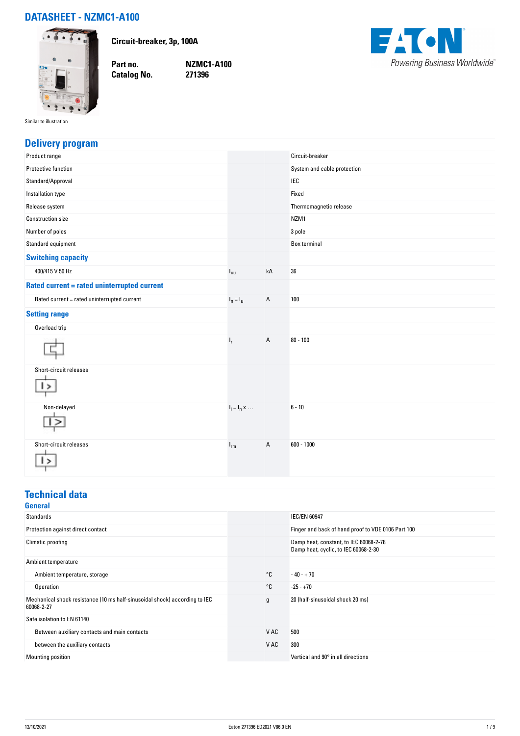# DATASHEET - NZMC1-A100

**Circuit-breaker, 3p, 100A**

| | |
|---|---|
| **Part no.** | **NZMC1-A100** |
| **Catalog No.** | **271396** |

Similar to illustration

## Delivery program

| | | | |
|---|---|---|---|
| Product range | | | Circuit-breaker |
| Protective function | | | System and cable protection |
| Standard/Approval | | | IEC |
| Installation type | | | Fixed |
| Release system | | | Thermomagnetic release |
| Construction size | | | NZM1 |
| Number of poles | | | 3 pole |
| Standard equipment | | | Box terminal |
| **Switching capacity** | | | |
| 400/415 V 50 Hz | $I_{cu}$ | kA | 36 |
| **Rated current = rated uninterrupted current** | | | |
| Rated current = rated uninterrupted current | $I_n = I_u$ | A | 100 |
| **Setting range** | | | |
| Overload trip | | | |
| | $I_r$ | A | 80 - 100 |
| Short-circuit releases | | | |
| Non-delayed | $I_i = I_n$ x ... | | 6 - 10 |
| Short-circuit releases | $I_{rm}$ | A | 600 - 1000 |

## Technical data

### General

| | | | |
|---|---|---|---|
| Standards | | | IEC/EN 60947 |
| Protection against direct contact | | | Finger and back of hand proof to VDE 0106 Part 100 |
| Climatic proofing | | | Damp heat, constant, to IEC 60068-2-78<br>Damp heat, cyclic, to IEC 60068-2-30 |
| Ambient temperature | | | |
| Ambient temperature, storage | | °C | - 40 - + 70 |
| Operation | | °C | -25 - +70 |
| Mechanical shock resistance (10 ms half-sinusoidal shock) according to IEC 60068-2-27 | | g | 20 (half-sinusoidal shock 20 ms) |
| Safe isolation to EN 61140 | | | |
| Between auxiliary contacts and main contacts | | V AC | 500 |
| between the auxiliary contacts | | V AC | 300 |
| Mounting position | | | Vertical and 90° in all directions |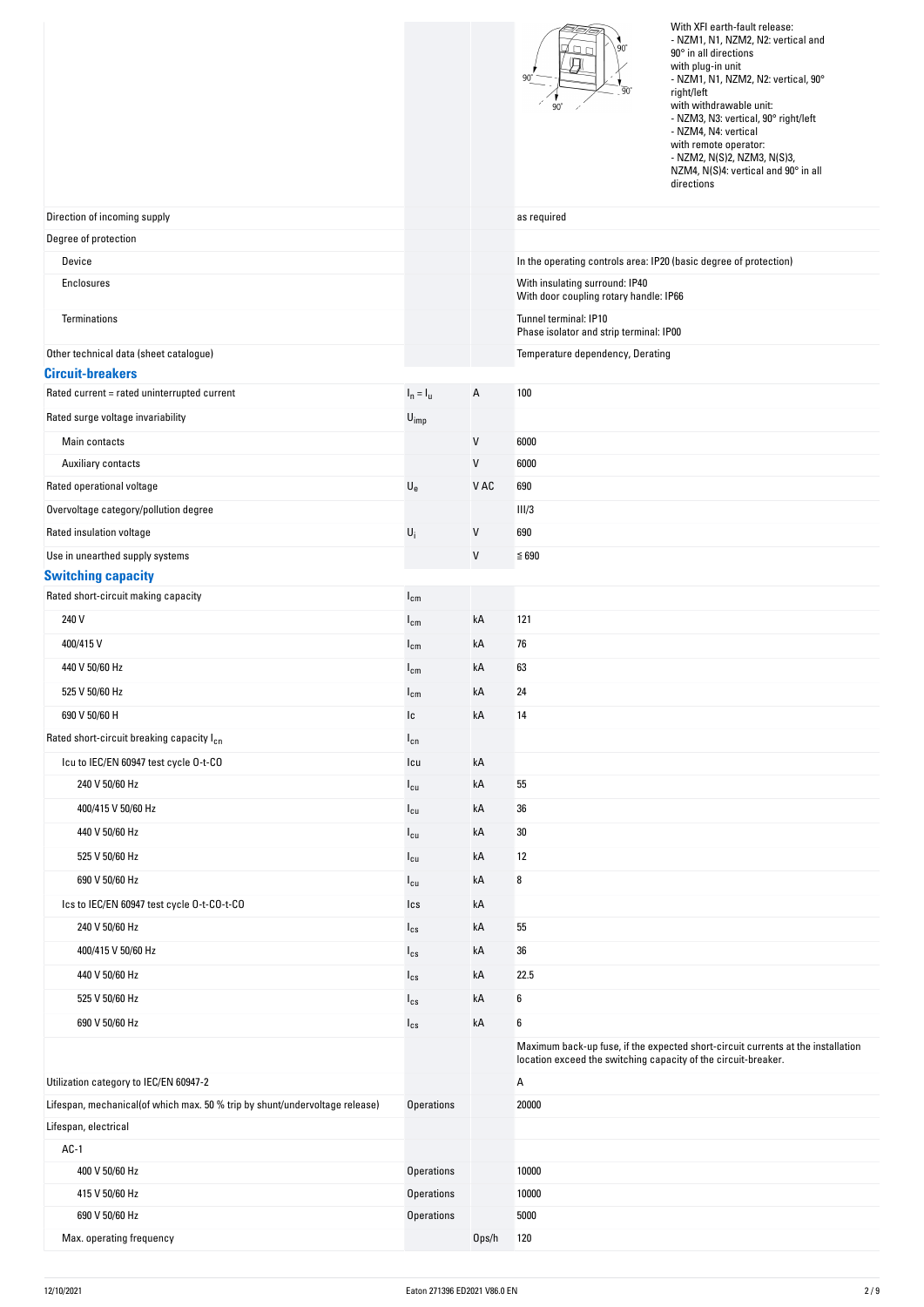| | | | |
|---|---|---|---|
| | | | With XFI earth-fault release:<br>- NZM1, N1, NZM2, N2: vertical and 90° in all directions<br>with plug-in unit<br>- NZM1, N1, NZM2, N2: vertical, 90° right/left<br>with withdrawable unit:<br>- NZM3, N3: vertical, 90° right/left<br>- NZM4, N4: vertical<br>with remote operator:<br>- NZM2, N(S)2, NZM3, N(S)3, NZM4, N(S)4: vertical and 90° in all directions |
| Direction of incoming supply | | | as required |
| Degree of protection | | | |
| Device | | | In the operating controls area: IP20 (basic degree of protection) |
| Enclosures | | | With insulating surround: IP40<br>With door coupling rotary handle: IP66 |
| Terminations | | | Tunnel terminal: IP10<br>Phase isolator and strip terminal: IP00 |
| Other technical data (sheet catalogue) | | | Temperature dependency, Derating |

## Circuit-breakers

| | | | |
|---|---|---|---|
| Rated current = rated uninterrupted current | $I_n = I_u$ | A | 100 |
| Rated surge voltage invariability | $U_{imp}$ | | |
| Main contacts | | V | 6000 |
| Auxiliary contacts | | V | 6000 |
| Rated operational voltage | $U_e$ | V AC | 690 |
| Overvoltage category/pollution degree | | | III/3 |
| Rated insulation voltage | $U_i$ | V | 690 |
| Use in unearthed supply systems | | V | ≦ 690 |

## Switching capacity

| | | | |
|---|---|---|---|
| Rated short-circuit making capacity | $I_{cm}$ | | |
| 240 V | $I_{cm}$ | kA | 121 |
| 400/415 V | $I_{cm}$ | kA | 76 |
| 440 V 50/60 Hz | $I_{cm}$ | kA | 63 |
| 525 V 50/60 Hz | $I_{cm}$ | kA | 24 |
| 690 V 50/60 H | Ic | kA | 14 |
| Rated short-circuit breaking capacity $I_{cn}$ | $I_{cn}$ | | |
| Icu to IEC/EN 60947 test cycle O-t-CO | Icu | kA | |
| 240 V 50/60 Hz | $I_{cu}$ | kA | 55 |
| 400/415 V 50/60 Hz | $I_{cu}$ | kA | 36 |
| 440 V 50/60 Hz | $I_{cu}$ | kA | 30 |
| 525 V 50/60 Hz | $I_{cu}$ | kA | 12 |
| 690 V 50/60 Hz | $I_{cu}$ | kA | 8 |
| Ics to IEC/EN 60947 test cycle O-t-CO-t-CO | Ics | kA | |
| 240 V 50/60 Hz | $I_{cs}$ | kA | 55 |
| 400/415 V 50/60 Hz | $I_{cs}$ | kA | 36 |
| 440 V 50/60 Hz | $I_{cs}$ | kA | 22.5 |
| 525 V 50/60 Hz | $I_{cs}$ | kA | 6 |
| 690 V 50/60 Hz | $I_{cs}$ | kA | 6 |
| | | | Maximum back-up fuse, if the expected short-circuit currents at the installation location exceed the switching capacity of the circuit-breaker. |
| Utilization category to IEC/EN 60947-2 | | | A |
| Lifespan, mechanical(of which max. 50 % trip by shunt/undervoltage release) | Operations | | 20000 |
| Lifespan, electrical | | | |
| AC-1 | | | |
| 400 V 50/60 Hz | Operations | | 10000 |
| 415 V 50/60 Hz | Operations | | 10000 |
| 690 V 50/60 Hz | Operations | | 5000 |
| Max. operating frequency | | Ops/h | 120 |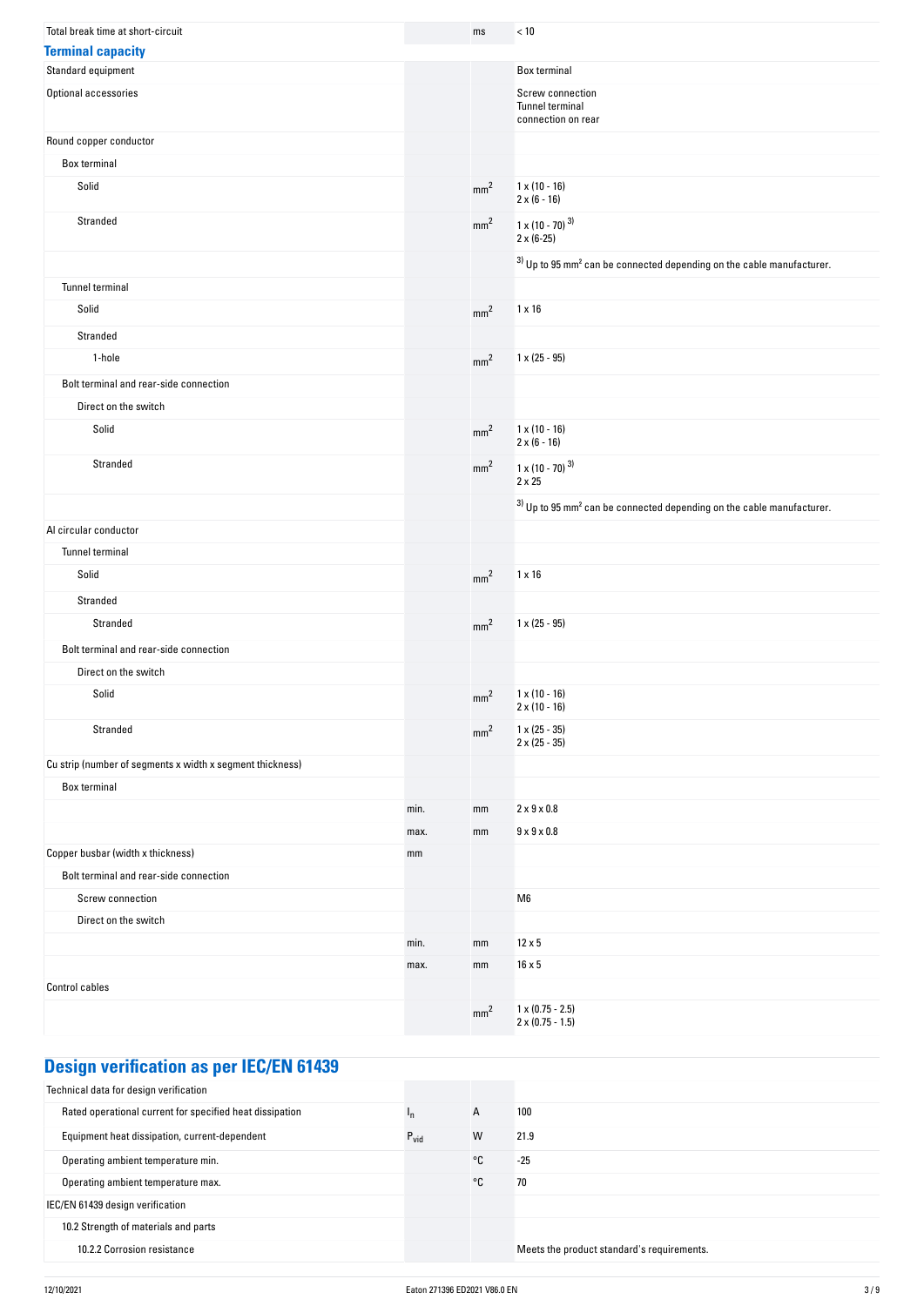| | | | |
|---|---|---|---|
| Total break time at short-circuit | | ms | < 10 |

## Terminal capacity

| | | | |
|---|---|---|---|
| Standard equipment | | | Box terminal |
| Optional accessories | | | Screw connection<br>Tunnel terminal<br>connection on rear |
| Round copper conductor | | | |
| Box terminal | | | |
| Solid | | $mm^2$ | 1 x (10 - 16)<br>2 x (6 - 16) |
| Stranded | | $mm^2$ | 1 x (10 - 70) [3)]<br>2 x (6-25) |
| | | | [3)] Up to 95 $mm^2$ can be connected depending on the cable manufacturer. |
| Tunnel terminal | | | |
| Solid | | $mm^2$ | 1 x 16 |
| Stranded | | | |
| 1-hole | | $mm^2$ | 1 x (25 - 95) |
| Bolt terminal and rear-side connection | | | |
| Direct on the switch | | | |
| Solid | | $mm^2$ | 1 x (10 - 16)<br>2 x (6 - 16) |
| Stranded | | $mm^2$ | 1 x (10 - 70) [3)]<br>2 x 25 |
| | | | [3)] Up to 95 $mm^2$ can be connected depending on the cable manufacturer. |
| Al circular conductor | | | |
| Tunnel terminal | | | |
| Solid | | $mm^2$ | 1 x 16 |
| Stranded | | | |
| Stranded | | $mm^2$ | 1 x (25 - 95) |
| Bolt terminal and rear-side connection | | | |
| Direct on the switch | | | |
| Solid | | $mm^2$ | 1 x (10 - 16)<br>2 x (10 - 16) |
| Stranded | | $mm^2$ | 1 x (25 - 35)<br>2 x (25 - 35) |
| Cu strip (number of segments x width x segment thickness) | | | |
| Box terminal | | | |
| | min. | mm | 2 x 9 x 0.8 |
| | max. | mm | 9 x 9 x 0.8 |
| Copper busbar (width x thickness) | mm | | |
| Bolt terminal and rear-side connection | | | |
| Screw connection | | | M6 |
| Direct on the switch | | | |
| | min. | mm | 12 x 5 |
| | max. | mm | 16 x 5 |
| Control cables | | | |
| | | $mm^2$ | 1 x (0.75 - 2.5)<br>2 x (0.75 - 1.5) |

## Design verification as per IEC/EN 61439

| | | | |
|---|---|---|---|
| Technical data for design verification | | | |
| Rated operational current for specified heat dissipation | $I_n$ | A | 100 |
| Equipment heat dissipation, current-dependent | $P_{vid}$ | W | 21.9 |
| Operating ambient temperature min. | | °C | -25 |
| Operating ambient temperature max. | | °C | 70 |
| IEC/EN 61439 design verification | | | |
| 10.2 Strength of materials and parts | | | |
| 10.2.2 Corrosion resistance | | | Meets the product standard's requirements. |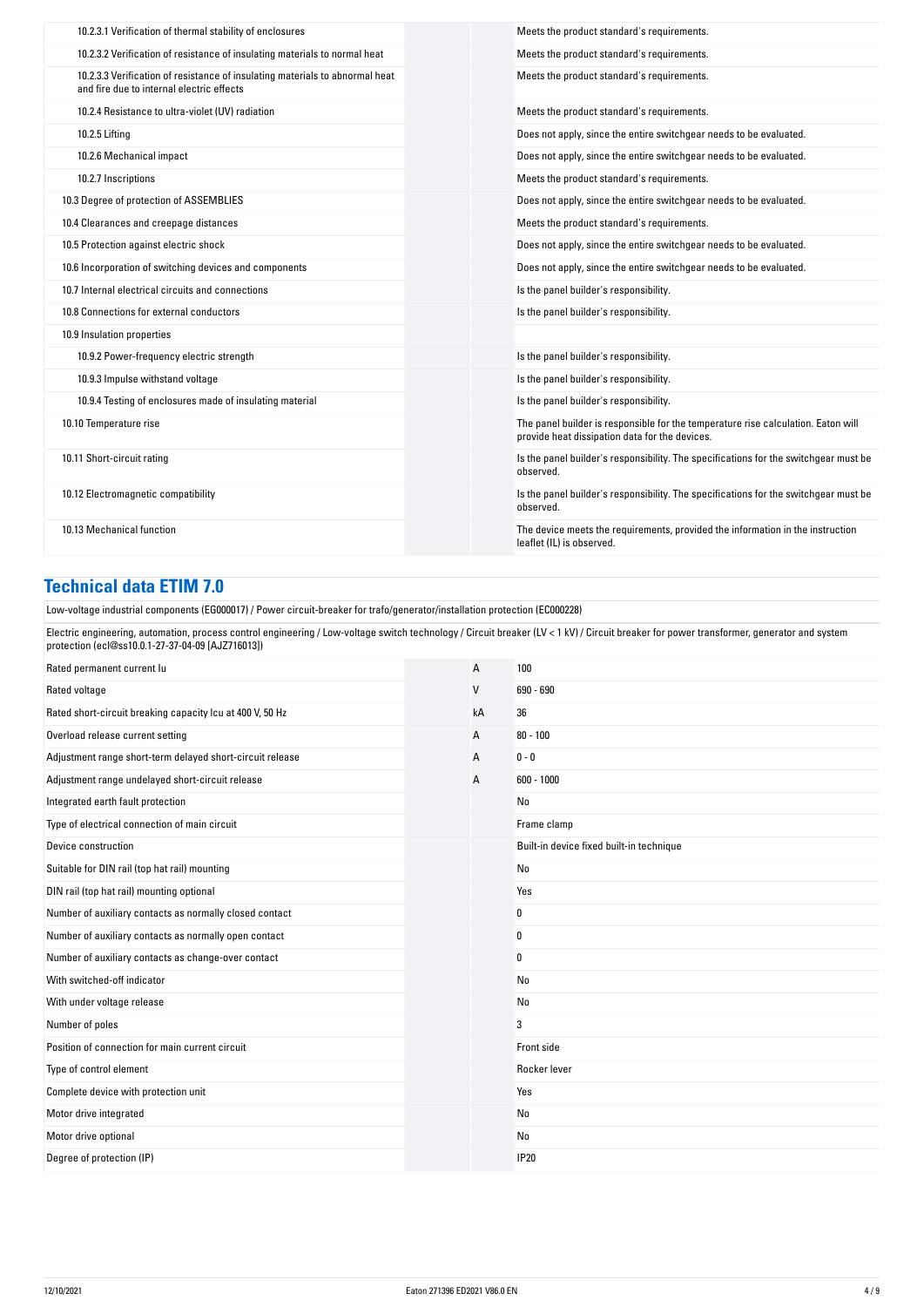| | | |
|---|---|---|
| 10.2.3.1 Verification of thermal stability of enclosures | | Meets the product standard's requirements. |
| 10.2.3.2 Verification of resistance of insulating materials to normal heat | | Meets the product standard's requirements. |
| 10.2.3.3 Verification of resistance of insulating materials to abnormal heat and fire due to internal electric effects | | Meets the product standard's requirements. |
| 10.2.4 Resistance to ultra-violet (UV) radiation | | Meets the product standard's requirements. |
| 10.2.5 Lifting | | Does not apply, since the entire switchgear needs to be evaluated. |
| 10.2.6 Mechanical impact | | Does not apply, since the entire switchgear needs to be evaluated. |
| 10.2.7 Inscriptions | | Meets the product standard's requirements. |
| 10.3 Degree of protection of ASSEMBLIES | | Does not apply, since the entire switchgear needs to be evaluated. |
| 10.4 Clearances and creepage distances | | Meets the product standard's requirements. |
| 10.5 Protection against electric shock | | Does not apply, since the entire switchgear needs to be evaluated. |
| 10.6 Incorporation of switching devices and components | | Does not apply, since the entire switchgear needs to be evaluated. |
| 10.7 Internal electrical circuits and connections | | Is the panel builder's responsibility. |
| 10.8 Connections for external conductors | | Is the panel builder's responsibility. |
| 10.9 Insulation properties | | |
| 10.9.2 Power-frequency electric strength | | Is the panel builder's responsibility. |
| 10.9.3 Impulse withstand voltage | | Is the panel builder's responsibility. |
| 10.9.4 Testing of enclosures made of insulating material | | Is the panel builder's responsibility. |
| 10.10 Temperature rise | | The panel builder is responsible for the temperature rise calculation. Eaton will provide heat dissipation data for the devices. |
| 10.11 Short-circuit rating | | Is the panel builder's responsibility. The specifications for the switchgear must be observed. |
| 10.12 Electromagnetic compatibility | | Is the panel builder's responsibility. The specifications for the switchgear must be observed. |
| 10.13 Mechanical function | | The device meets the requirements, provided the information in the instruction leaflet (IL) is observed. |

## Technical data ETIM 7.0

Low-voltage industrial components (EG000017) / Power circuit-breaker for trafo/generator/installation protection (EC000228)

Electric engineering, automation, process control engineering / Low-voltage switch technology / Circuit breaker (LV < 1 kV) / Circuit breaker for power transformer, generator and system protection (ecl@ss10.0.1-27-37-04-09 [AJZ716013])

| | | |
|---|---|---|
| Rated permanent current Iu | A | 100 |
| Rated voltage | V | 690 - 690 |
| Rated short-circuit breaking capacity Icu at 400 V, 50 Hz | kA | 36 |
| Overload release current setting | A | 80 - 100 |
| Adjustment range short-term delayed short-circuit release | A | 0 - 0 |
| Adjustment range undelayed short-circuit release | A | 600 - 1000 |
| Integrated earth fault protection | | No |
| Type of electrical connection of main circuit | | Frame clamp |
| Device construction | | Built-in device fixed built-in technique |
| Suitable for DIN rail (top hat rail) mounting | | No |
| DIN rail (top hat rail) mounting optional | | Yes |
| Number of auxiliary contacts as normally closed contact | | 0 |
| Number of auxiliary contacts as normally open contact | | 0 |
| Number of auxiliary contacts as change-over contact | | 0 |
| With switched-off indicator | | No |
| With under voltage release | | No |
| Number of poles | | 3 |
| Position of connection for main current circuit | | Front side |
| Type of control element | | Rocker lever |
| Complete device with protection unit | | Yes |
| Motor drive integrated | | No |
| Motor drive optional | | No |
| Degree of protection (IP) | | IP20 |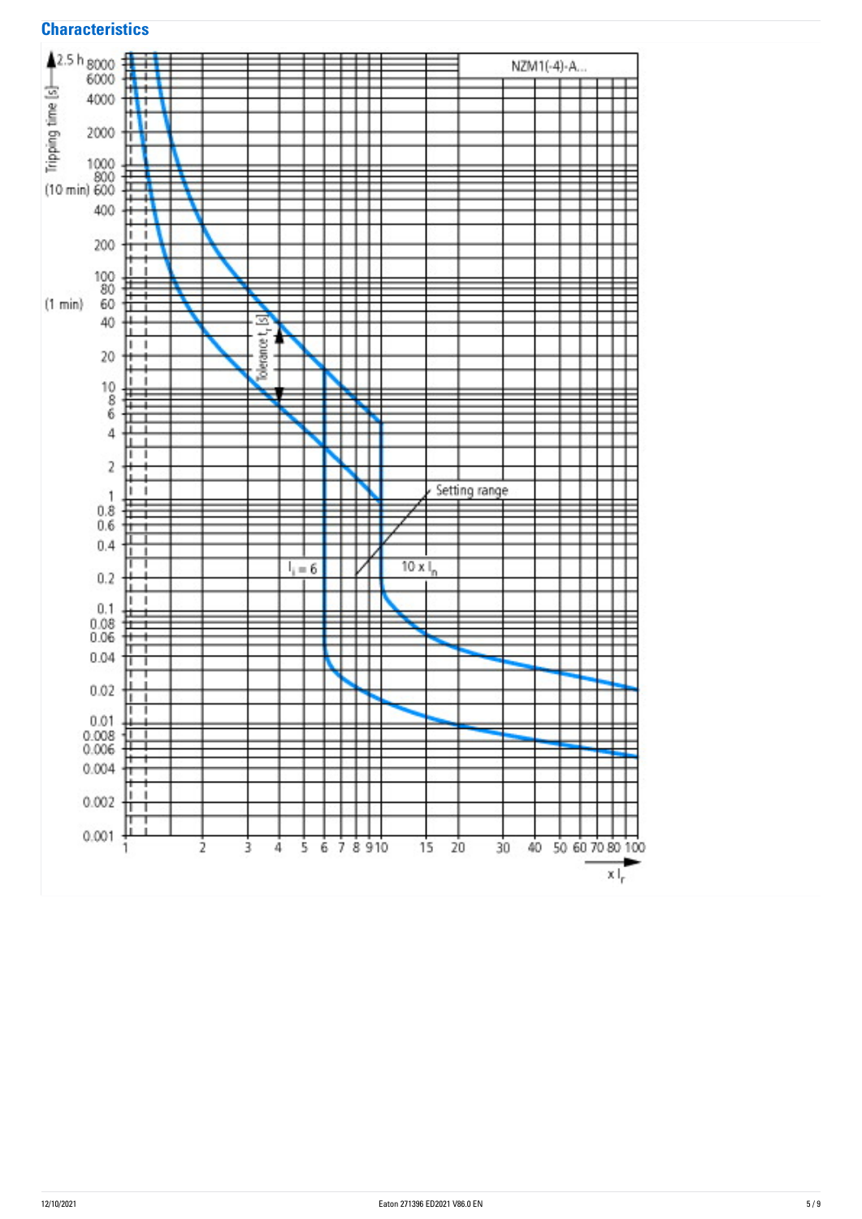## Characteristics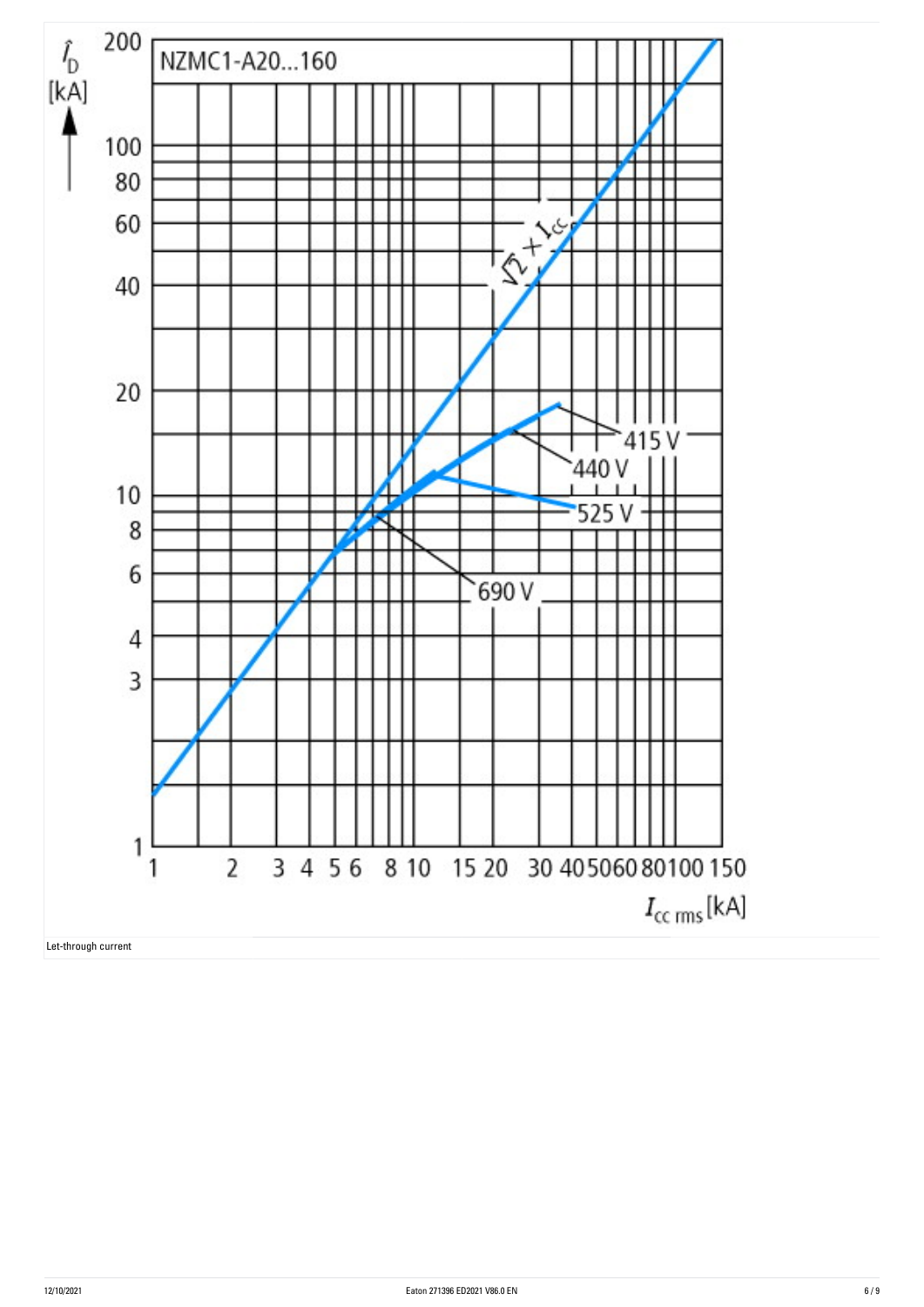NZMC1-A20...160

$\hat{I}_D$ [kA]

$\sqrt{2} \times I_{cc}$

415 V

440 V

525 V

690 V

$I_{cc\ rms}$ [kA]

Let-through current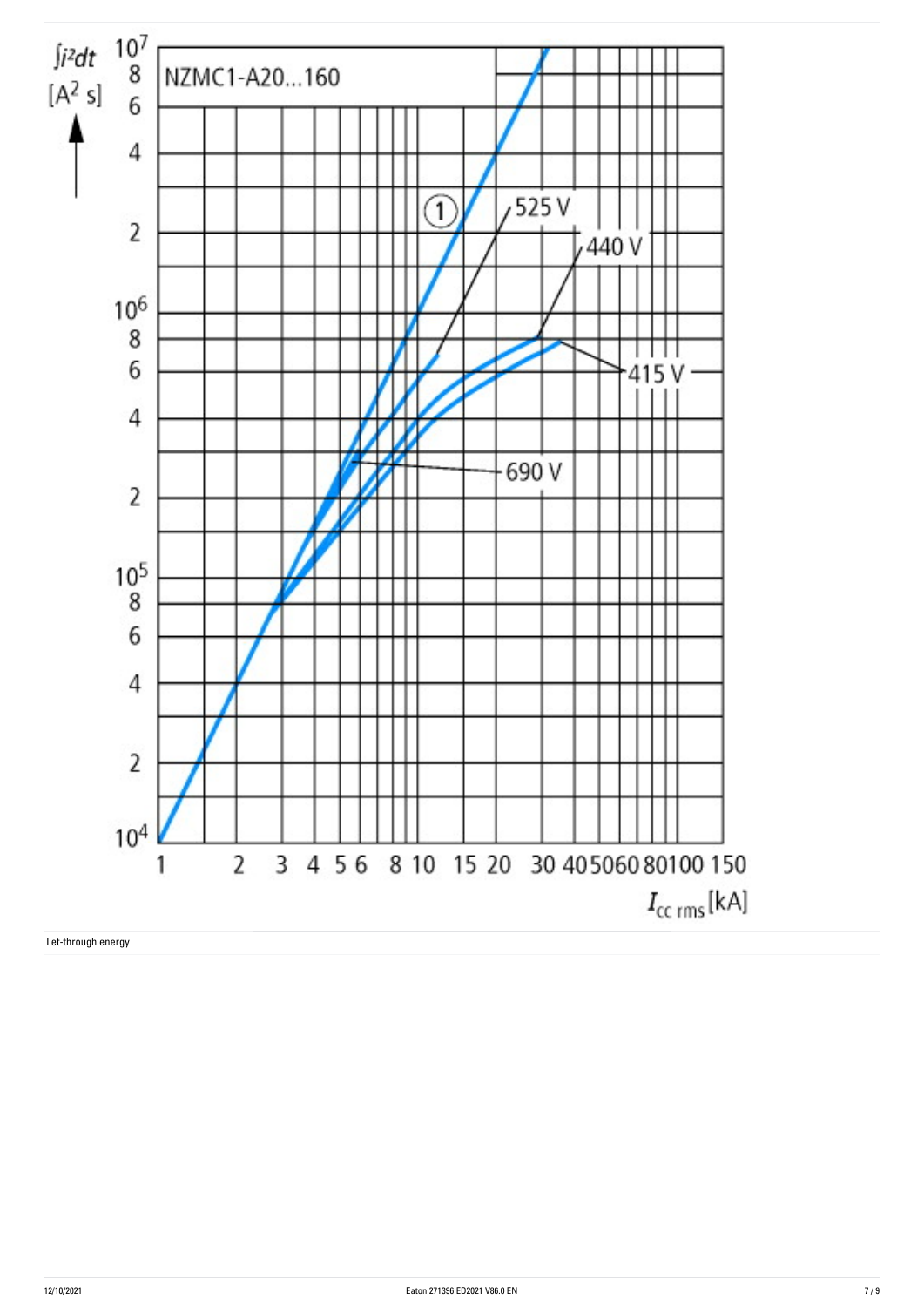NZMC1-A20...160

$\int i^2dt$ [$A^2$ s]

$I_{cc\ rms}$ [kA]

Let-through energy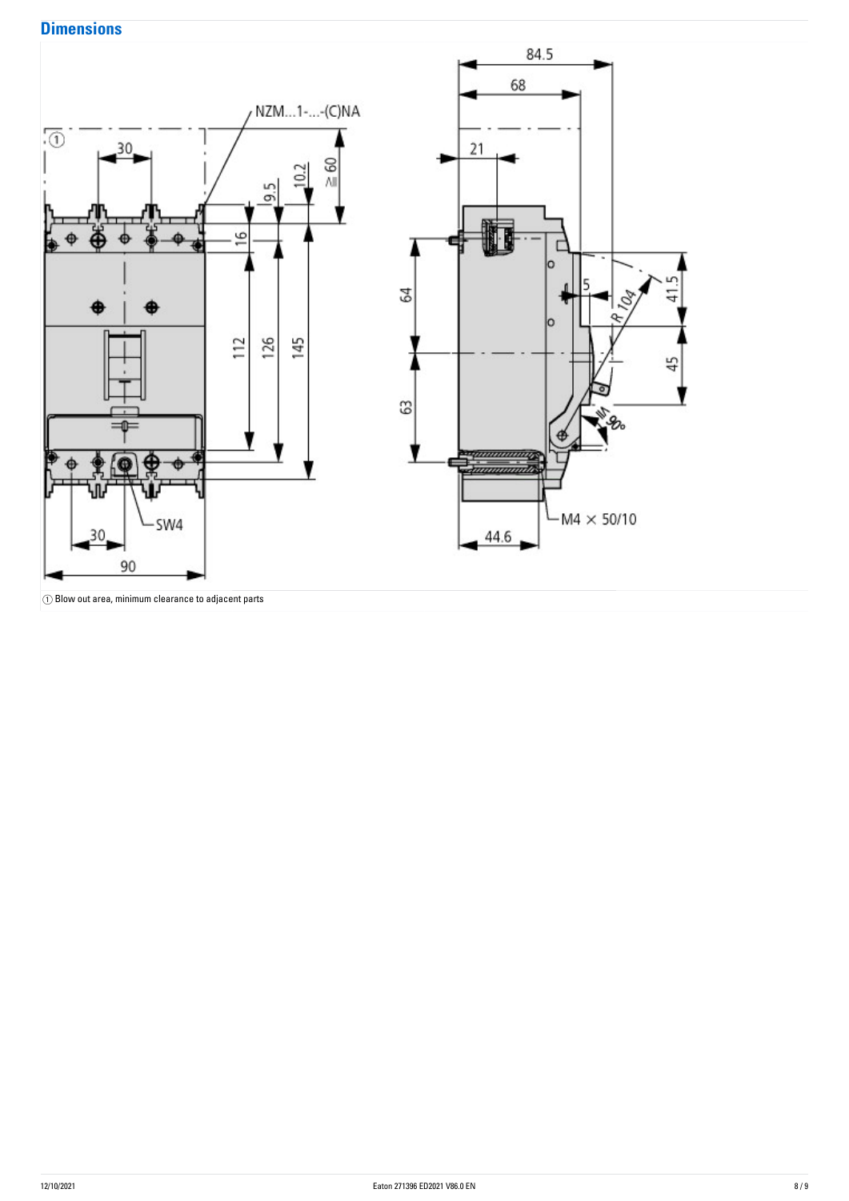## Dimensions

① Blow out area, minimum clearance to adjacent parts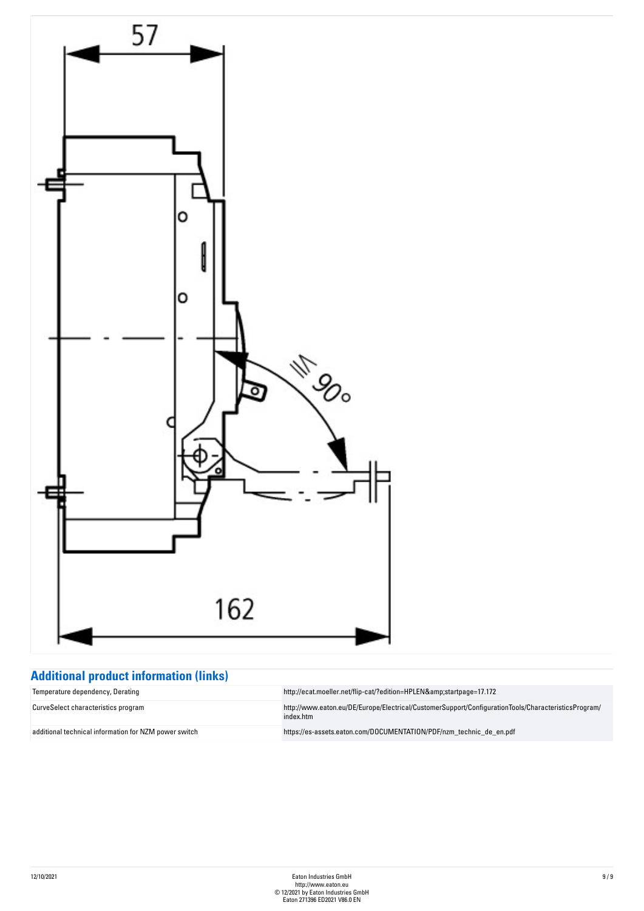57

≤ 90°

162

## Additional product information (links)

| | |
|---|---|
| Temperature dependency, Derating | http://ecat.moeller.net/flip-cat/?edition=HPLEN&amp;startpage=17.172 |
| CurveSelect characteristics program | http://www.eaton.eu/DE/Europe/Electrical/CustomerSupport/ConfigurationTools/CharacteristicsProgram/index.htm |
| additional technical information for NZM power switch | https://es-assets.eaton.com/DOCUMENTATION/PDF/nzm_technic_de_en.pdf |